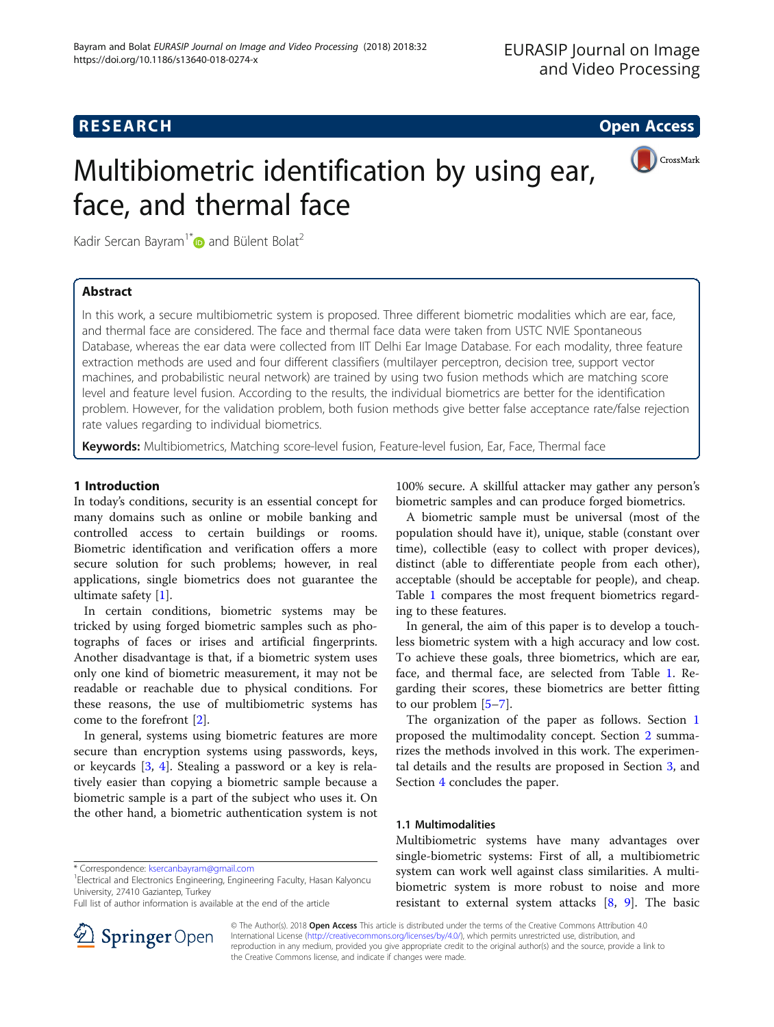# Multibiometric identification by using ear, face, and thermal face

Kadir Sercan Bayram[1*] and Bülent Bolat[2]

## Abstract

In this work, a secure multibiometric system is proposed. Three different biometric modalities which are ear, face, and thermal face are considered. The face and thermal face data were taken from USTC NVIE Spontaneous Database, whereas the ear data were collected from IIT Delhi Ear Image Database. For each modality, three feature extraction methods are used and four different classifiers (multilayer perceptron, decision tree, support vector machines, and probabilistic neural network) are trained by using two fusion methods which are matching score level and feature level fusion. According to the results, the individual biometrics are better for the identification problem. However, for the validation problem, both fusion methods give better false acceptance rate/false rejection rate values regarding to individual biometrics.

**Keywords:** Multibiometrics, Matching score-level fusion, Feature-level fusion, Ear, Face, Thermal face

## 1 Introduction

In today's conditions, security is an essential concept for many domains such as online or mobile banking and controlled access to certain buildings or rooms. Biometric identification and verification offers a more secure solution for such problems; however, in real applications, single biometrics does not guarantee the ultimate safety [1].

In certain conditions, biometric systems may be tricked by using forged biometric samples such as photographs of faces or irises and artificial fingerprints. Another disadvantage is that, if a biometric system uses only one kind of biometric measurement, it may not be readable or reachable due to physical conditions. For these reasons, the use of multibiometric systems has come to the forefront [2].

In general, systems using biometric features are more secure than encryption systems using passwords, keys, or keycards [3, 4]. Stealing a password or a key is relatively easier than copying a biometric sample because a biometric sample is a part of the subject who uses it. On the other hand, a biometric authentication system is not 100% secure. A skillful attacker may gather any person's biometric samples and can produce forged biometrics.

A biometric sample must be universal (most of the population should have it), unique, stable (constant over time), collectible (easy to collect with proper devices), distinct (able to differentiate people from each other), acceptable (should be acceptable for people), and cheap. Table 1 compares the most frequent biometrics regarding to these features.

In general, the aim of this paper is to develop a touchless biometric system with a high accuracy and low cost. To achieve these goals, three biometrics, which are ear, face, and thermal face, are selected from Table 1. Regarding their scores, these biometrics are better fitting to our problem [5–7].

The organization of the paper as follows. Section 1 proposed the multimodality concept. Section 2 summarizes the methods involved in this work. The experimental details and the results are proposed in Section 3, and Section 4 concludes the paper.

### 1.1 Multimodalities

Multibiometric systems have many advantages over single-biometric systems: First of all, a multibiometric system can work well against class similarities. A multibiometric system is more robust to noise and more resistant to external system attacks [8, 9]. The basic

\* Correspondence: ksercanbayram@gmail.com
[1]Electrical and Electronics Engineering, Engineering Faculty, Hasan Kalyoncu University, 27410 Gaziantep, Turkey
Full list of author information is available at the end of the article

© The Author(s). 2018 **Open Access** This article is distributed under the terms of the Creative Commons Attribution 4.0 International License (http://creativecommons.org/licenses/by/4.0/), which permits unrestricted use, distribution, and reproduction in any medium, provided you give appropriate credit to the original author(s) and the source, provide a link to the Creative Commons license, and indicate if changes were made.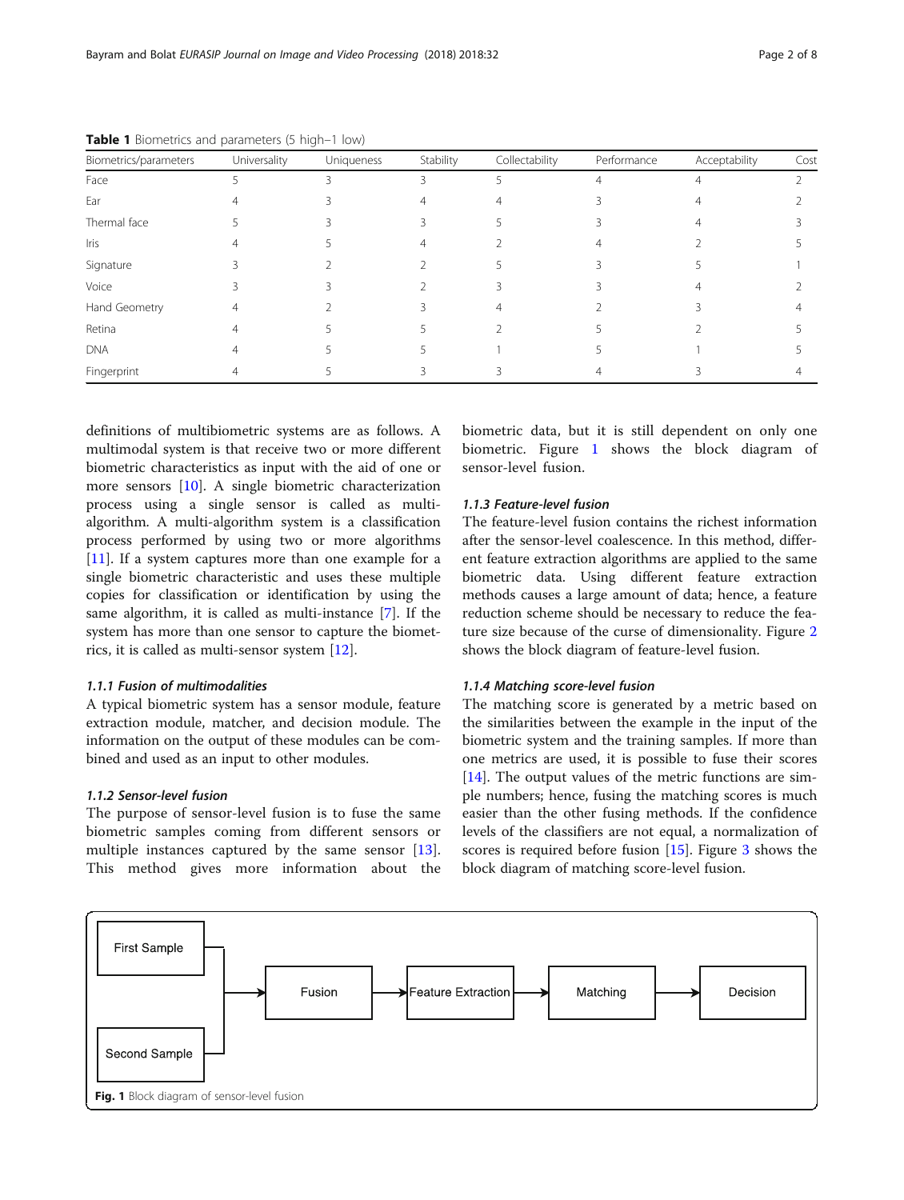**Table 1** Biometrics and parameters (5 high–1 low)

| Biometrics/parameters | Universality | Uniqueness | Stability | Collectability | Performance | Acceptability | Cost |
|---|---|---|---|---|---|---|---|
| Face | 5 | 3 | 3 | 5 | 4 | 4 | 2 |
| Ear | 4 | 3 | 4 | 4 | 3 | 4 | 2 |
| Thermal face | 5 | 3 | 3 | 5 | 3 | 4 | 3 |
| Iris | 4 | 5 | 4 | 2 | 4 | 2 | 5 |
| Signature | 3 | 2 | 2 | 5 | 3 | 5 | 1 |
| Voice | 3 | 3 | 2 | 3 | 3 | 4 | 2 |
| Hand Geometry | 4 | 2 | 3 | 4 | 2 | 3 | 4 |
| Retina | 4 | 5 | 5 | 2 | 5 | 2 | 5 |
| DNA | 4 | 5 | 5 | 1 | 5 | 1 | 5 |
| Fingerprint | 4 | 5 | 3 | 3 | 4 | 3 | 4 |

definitions of multibiometric systems are as follows. A multimodal system is that receive two or more different biometric characteristics as input with the aid of one or more sensors [10]. A single biometric characterization process using a single sensor is called as multi-algorithm. A multi-algorithm system is a classification process performed by using two or more algorithms [11]. If a system captures more than one example for a single biometric characteristic and uses these multiple copies for classification or identification by using the same algorithm, it is called as multi-instance [7]. If the system has more than one sensor to capture the biometrics, it is called as multi-sensor system [12].

#### 1.1.1 Fusion of multimodalities

A typical biometric system has a sensor module, feature extraction module, matcher, and decision module. The information on the output of these modules can be combined and used as an input to other modules.

#### 1.1.2 Sensor-level fusion

The purpose of sensor-level fusion is to fuse the same biometric samples coming from different sensors or multiple instances captured by the same sensor [13]. This method gives more information about the biometric data, but it is still dependent on only one biometric. Figure 1 shows the block diagram of sensor-level fusion.

#### 1.1.3 Feature-level fusion

The feature-level fusion contains the richest information after the sensor-level coalescence. In this method, different feature extraction algorithms are applied to the same biometric data. Using different feature extraction methods causes a large amount of data; hence, a feature reduction scheme should be necessary to reduce the feature size because of the curse of dimensionality. Figure 2 shows the block diagram of feature-level fusion.

#### 1.1.4 Matching score-level fusion

The matching score is generated by a metric based on the similarities between the example in the input of the biometric system and the training samples. If more than one metrics are used, it is possible to fuse their scores [14]. The output values of the metric functions are simple numbers; hence, fusing the matching scores is much easier than the other fusing methods. If the confidence levels of the classifiers are not equal, a normalization of scores is required before fusion [15]. Figure 3 shows the block diagram of matching score-level fusion.

First Sample → Fusion; Second Sample → Fusion; Fusion → Feature Extraction → Matching → Decision

**Fig. 1** Block diagram of sensor-level fusion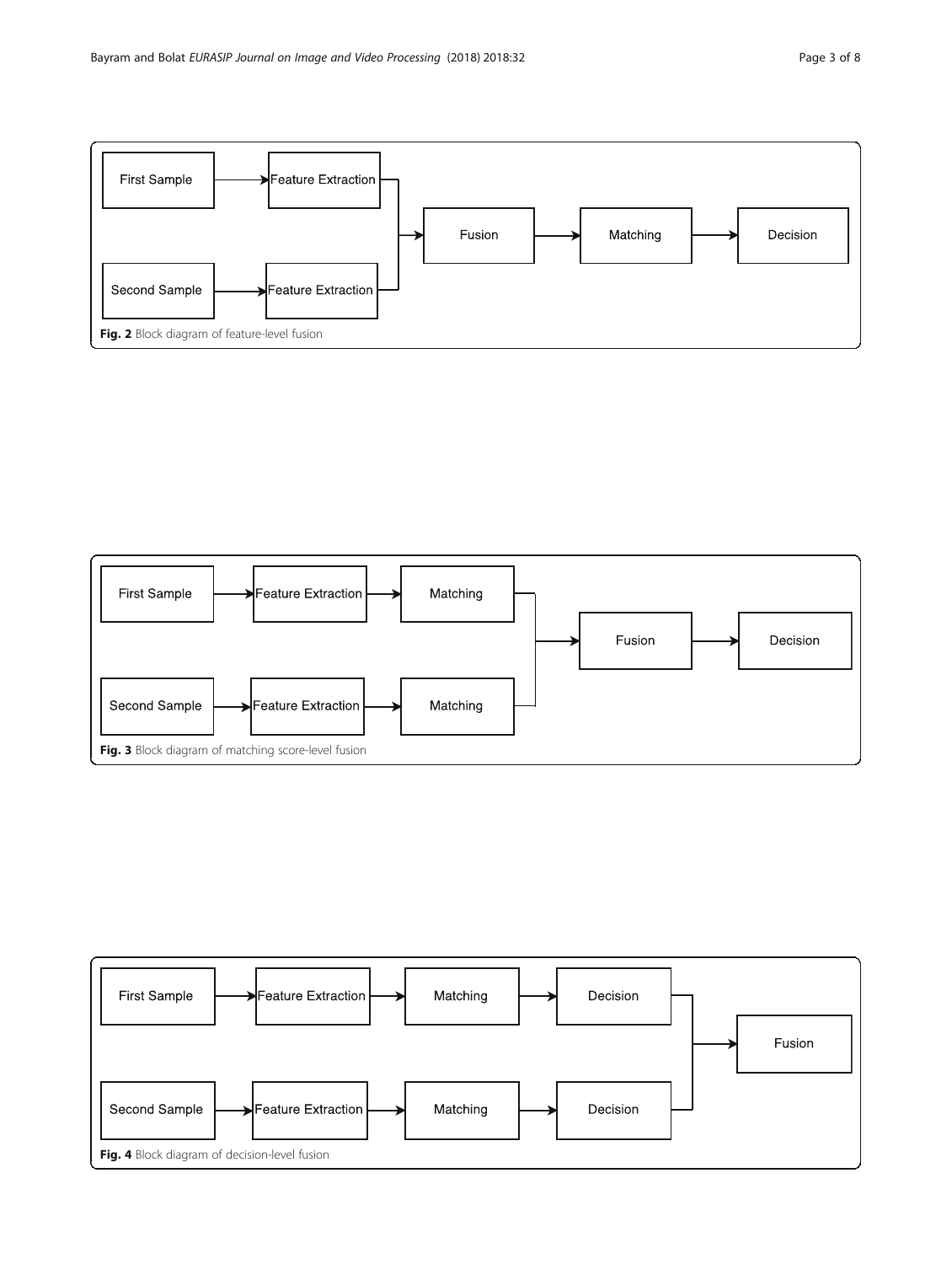**Fig. 2** Block diagram of feature-level fusion

**Fig. 3** Block diagram of matching score-level fusion

**Fig. 4** Block diagram of decision-level fusion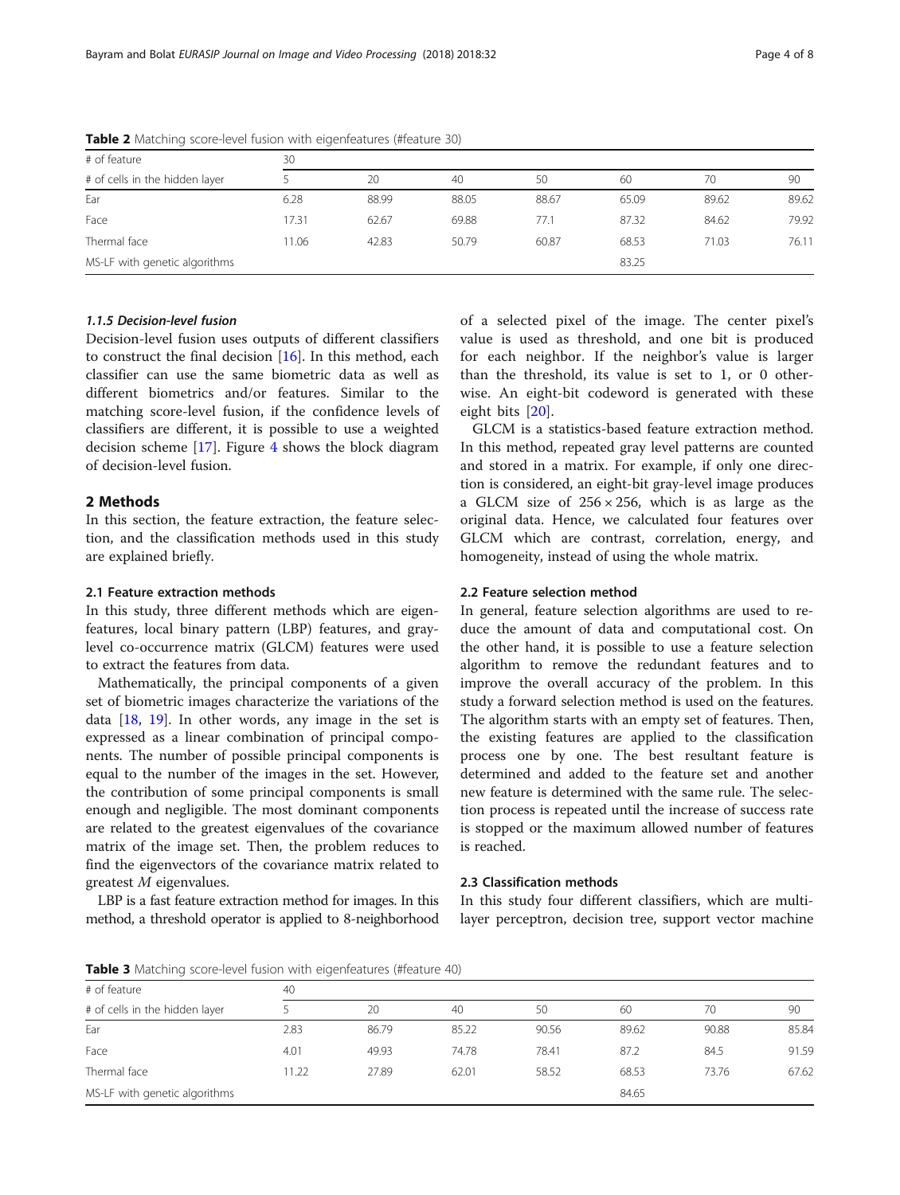**Table 2** Matching score-level fusion with eigenfeatures (#feature 30)

| # of feature | 30 | | | | | | |
|---|---|---|---|---|---|---|---|
| # of cells in the hidden layer | 5 | 20 | 40 | 50 | 60 | 70 | 90 |
| Ear | 6.28 | 88.99 | 88.05 | 88.67 | 65.09 | 89.62 | 89.62 |
| Face | 17.31 | 62.67 | 69.88 | 77.1 | 87.32 | 84.62 | 79.92 |
| Thermal face | 11.06 | 42.83 | 50.79 | 60.87 | 68.53 | 71.03 | 76.11 |
| MS-LF with genetic algorithms | | | | | 83.25 | | |

#### 1.1.5 Decision-level fusion

Decision-level fusion uses outputs of different classifiers to construct the final decision [16]. In this method, each classifier can use the same biometric data as well as different biometrics and/or features. Similar to the matching score-level fusion, if the confidence levels of classifiers are different, it is possible to use a weighted decision scheme [17]. Figure 4 shows the block diagram of decision-level fusion.

## 2 Methods

In this section, the feature extraction, the feature selection, and the classification methods used in this study are explained briefly.

### 2.1 Feature extraction methods

In this study, three different methods which are eigenfeatures, local binary pattern (LBP) features, and gray-level co-occurrence matrix (GLCM) features were used to extract the features from data.

Mathematically, the principal components of a given set of biometric images characterize the variations of the data [18, 19]. In other words, any image in the set is expressed as a linear combination of principal components. The number of possible principal components is equal to the number of the images in the set. However, the contribution of some principal components is small enough and negligible. The most dominant components are related to the greatest eigenvalues of the covariance matrix of the image set. Then, the problem reduces to find the eigenvectors of the covariance matrix related to greatest $M$ eigenvalues.

LBP is a fast feature extraction method for images. In this method, a threshold operator is applied to 8-neighborhood of a selected pixel of the image. The center pixel's value is used as threshold, and one bit is produced for each neighbor. If the neighbor's value is larger than the threshold, its value is set to 1, or 0 otherwise. An eight-bit codeword is generated with these eight bits [20].

GLCM is a statistics-based feature extraction method. In this method, repeated gray level patterns are counted and stored in a matrix. For example, if only one direction is considered, an eight-bit gray-level image produces a GLCM size of $256 \times 256$, which is as large as the original data. Hence, we calculated four features over GLCM which are contrast, correlation, energy, and homogeneity, instead of using the whole matrix.

### 2.2 Feature selection method

In general, feature selection algorithms are used to reduce the amount of data and computational cost. On the other hand, it is possible to use a feature selection algorithm to remove the redundant features and to improve the overall accuracy of the problem. In this study a forward selection method is used on the features. The algorithm starts with an empty set of features. Then, the existing features are applied to the classification process one by one. The best resultant feature is determined and added to the feature set and another new feature is determined with the same rule. The selection process is repeated until the increase of success rate is stopped or the maximum allowed number of features is reached.

### 2.3 Classification methods

In this study four different classifiers, which are multilayer perceptron, decision tree, support vector machine

**Table 3** Matching score-level fusion with eigenfeatures (#feature 40)

| # of feature | 40 | | | | | | |
|---|---|---|---|---|---|---|---|
| # of cells in the hidden layer | 5 | 20 | 40 | 50 | 60 | 70 | 90 |
| Ear | 2.83 | 86.79 | 85.22 | 90.56 | 89.62 | 90.88 | 85.84 |
| Face | 4.01 | 49.93 | 74.78 | 78.41 | 87.2 | 84.5 | 91.59 |
| Thermal face | 11.22 | 27.89 | 62.01 | 58.52 | 68.53 | 73.76 | 67.62 |
| MS-LF with genetic algorithms | | | | | 84.65 | | |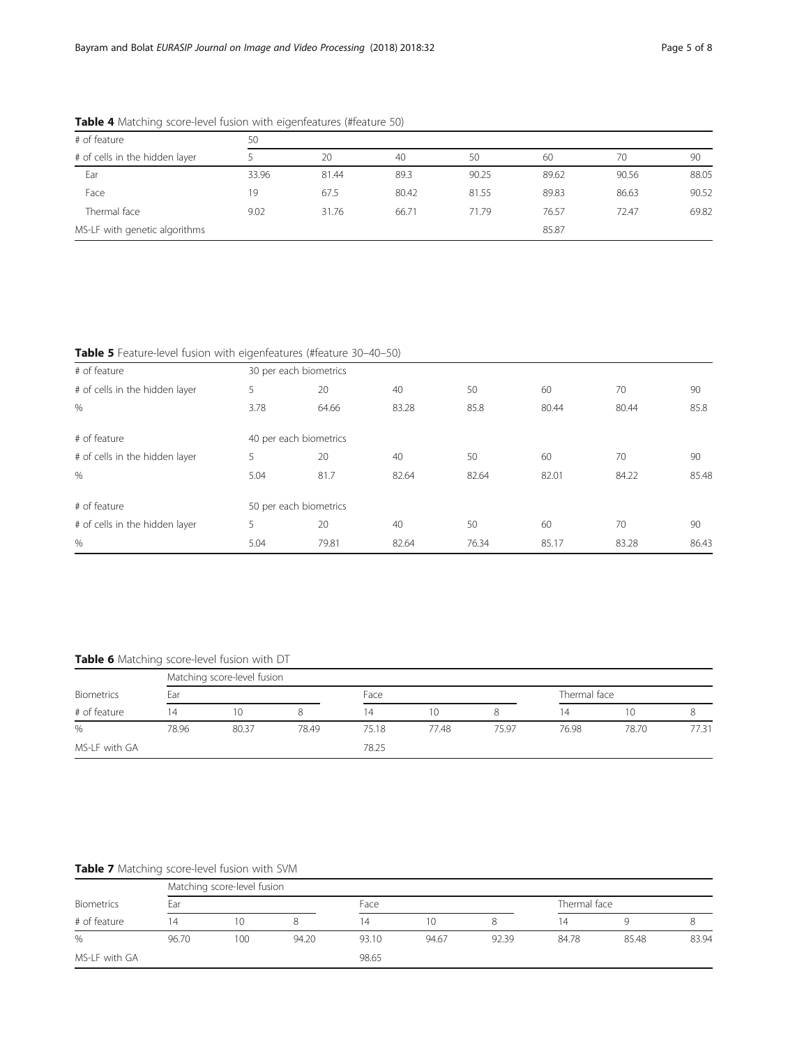**Table 4** Matching score-level fusion with eigenfeatures (#feature 50)

| # of feature | 50 | | | | | | |
|---|---|---|---|---|---|---|---|
| # of cells in the hidden layer | 5 | 20 | 40 | 50 | 60 | 70 | 90 |
| Ear | 33.96 | 81.44 | 89.3 | 90.25 | 89.62 | 90.56 | 88.05 |
| Face | 19 | 67.5 | 80.42 | 81.55 | 89.83 | 86.63 | 90.52 |
| Thermal face | 9.02 | 31.76 | 66.71 | 71.79 | 76.57 | 72.47 | 69.82 |
| MS-LF with genetic algorithms | | | | | 85.87 | | |

**Table 5** Feature-level fusion with eigenfeatures (#feature 30–40–50)

| # of feature | 30 per each biometrics | | | | | | |
|---|---|---|---|---|---|---|---|
| # of cells in the hidden layer | 5 | 20 | 40 | 50 | 60 | 70 | 90 |
| % | 3.78 | 64.66 | 83.28 | 85.8 | 80.44 | 80.44 | 85.8 |
| # of feature | 40 per each biometrics | | | | | | |
| # of cells in the hidden layer | 5 | 20 | 40 | 50 | 60 | 70 | 90 |
| % | 5.04 | 81.7 | 82.64 | 82.64 | 82.01 | 84.22 | 85.48 |
| # of feature | 50 per each biometrics | | | | | | |
| # of cells in the hidden layer | 5 | 20 | 40 | 50 | 60 | 70 | 90 |
| % | 5.04 | 79.81 | 82.64 | 76.34 | 85.17 | 83.28 | 86.43 |

**Table 6** Matching score-level fusion with DT

| | Matching score-level fusion | | | | | | | | |
|---|---|---|---|---|---|---|---|---|---|
| Biometrics | Ear | | | Face | | | Thermal face | | |
| # of feature | 14 | 10 | 8 | 14 | 10 | 8 | 14 | 10 | 8 |
| % | 78.96 | 80.37 | 78.49 | 75.18 | 77.48 | 75.97 | 76.98 | 78.70 | 77.31 |
| MS-LF with GA | | | | 78.25 | | | | | |

**Table 7** Matching score-level fusion with SVM

| | Matching score-level fusion | | | | | | | | |
|---|---|---|---|---|---|---|---|---|---|
| Biometrics | Ear | | | Face | | | Thermal face | | |
| # of feature | 14 | 10 | 8 | 14 | 10 | 8 | 14 | 9 | 8 |
| % | 96.70 | 100 | 94.20 | 93.10 | 94.67 | 92.39 | 84.78 | 85.48 | 83.94 |
| MS-LF with GA | | | | 98.65 | | | | | |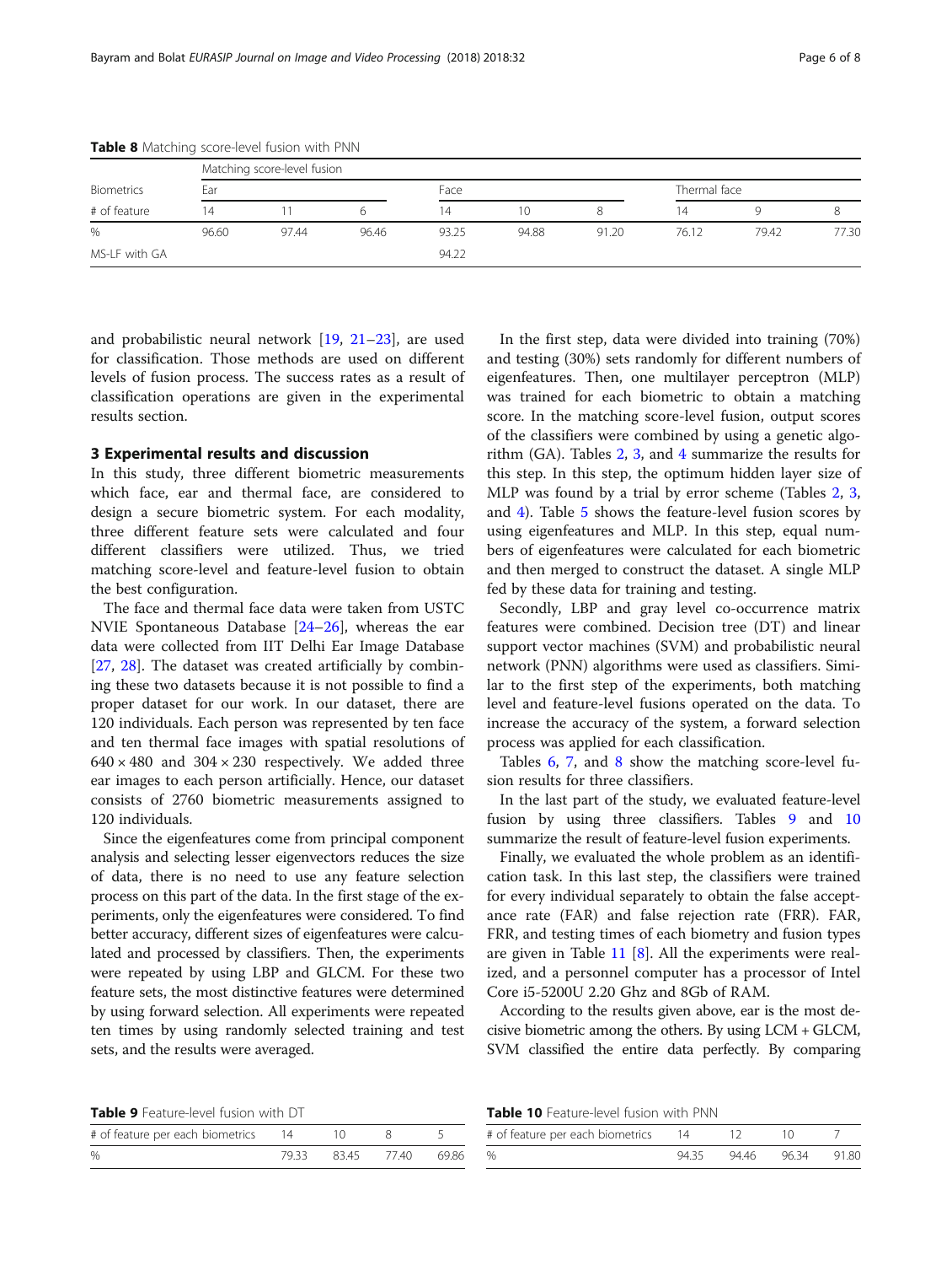**Table 8** Matching score-level fusion with PNN

| Biometrics | Matching score-level fusion | | | | | | | | |
|---|---|---|---|---|---|---|---|---|---|
| | Ear | | | Face | | | Thermal face | | |
| # of feature | 14 | 11 | 6 | 14 | 10 | 8 | 14 | 9 | 8 |
| % | 96.60 | 97.44 | 96.46 | 93.25 | 94.88 | 91.20 | 76.12 | 79.42 | 77.30 |
| MS-LF with GA | | | | 94.22 | | | | | |

and probabilistic neural network [19, 21–23], are used for classification. Those methods are used on different levels of fusion process. The success rates as a result of classification operations are given in the experimental results section.

## 3 Experimental results and discussion

In this study, three different biometric measurements which face, ear and thermal face, are considered to design a secure biometric system. For each modality, three different feature sets were calculated and four different classifiers were utilized. Thus, we tried matching score-level and feature-level fusion to obtain the best configuration.

The face and thermal face data were taken from USTC NVIE Spontaneous Database [24–26], whereas the ear data were collected from IIT Delhi Ear Image Database [27, 28]. The dataset was created artificially by combining these two datasets because it is not possible to find a proper dataset for our work. In our dataset, there are 120 individuals. Each person was represented by ten face and ten thermal face images with spatial resolutions of $640 \times 480$ and $304 \times 230$ respectively. We added three ear images to each person artificially. Hence, our dataset consists of 2760 biometric measurements assigned to 120 individuals.

Since the eigenfeatures come from principal component analysis and selecting lesser eigenvectors reduces the size of data, there is no need to use any feature selection process on this part of the data. In the first stage of the experiments, only the eigenfeatures were considered. To find better accuracy, different sizes of eigenfeatures were calculated and processed by classifiers. Then, the experiments were repeated by using LBP and GLCM. For these two feature sets, the most distinctive features were determined by using forward selection. All experiments were repeated ten times by using randomly selected training and test sets, and the results were averaged.

In the first step, data were divided into training (70%) and testing (30%) sets randomly for different numbers of eigenfeatures. Then, one multilayer perceptron (MLP) was trained for each biometric to obtain a matching score. In the matching score-level fusion, output scores of the classifiers were combined by using a genetic algorithm (GA). Tables 2, 3, and 4 summarize the results for this step. In this step, the optimum hidden layer size of MLP was found by a trial by error scheme (Tables 2, 3, and 4). Table 5 shows the feature-level fusion scores by using eigenfeatures and MLP. In this step, equal numbers of eigenfeatures were calculated for each biometric and then merged to construct the dataset. A single MLP fed by these data for training and testing.

Secondly, LBP and gray level co-occurrence matrix features were combined. Decision tree (DT) and linear support vector machines (SVM) and probabilistic neural network (PNN) algorithms were used as classifiers. Similar to the first step of the experiments, both matching level and feature-level fusions operated on the data. To increase the accuracy of the system, a forward selection process was applied for each classification.

Tables 6, 7, and 8 show the matching score-level fusion results for three classifiers.

In the last part of the study, we evaluated feature-level fusion by using three classifiers. Tables 9 and 10 summarize the result of feature-level fusion experiments.

Finally, we evaluated the whole problem as an identification task. In this last step, the classifiers were trained for every individual separately to obtain the false acceptance rate (FAR) and false rejection rate (FRR). FAR, FRR, and testing times of each biometry and fusion types are given in Table 11 [8]. All the experiments were realized, and a personnel computer has a processor of Intel Core i5-5200U 2.20 Ghz and 8Gb of RAM.

According to the results given above, ear is the most decisive biometric among the others. By using LCM + GLCM, SVM classified the entire data perfectly. By comparing

**Table 9** Feature-level fusion with DT

| # of feature per each biometrics | 14 | 10 | 8 | 5 |
|---|---|---|---|---|
| % | 79.33 | 83.45 | 77.40 | 69.86 |

**Table 10** Feature-level fusion with PNN

| # of feature per each biometrics | 14 | 12 | 10 | 7 |
|---|---|---|---|---|
| % | 94.35 | 94.46 | 96.34 | 91.80 |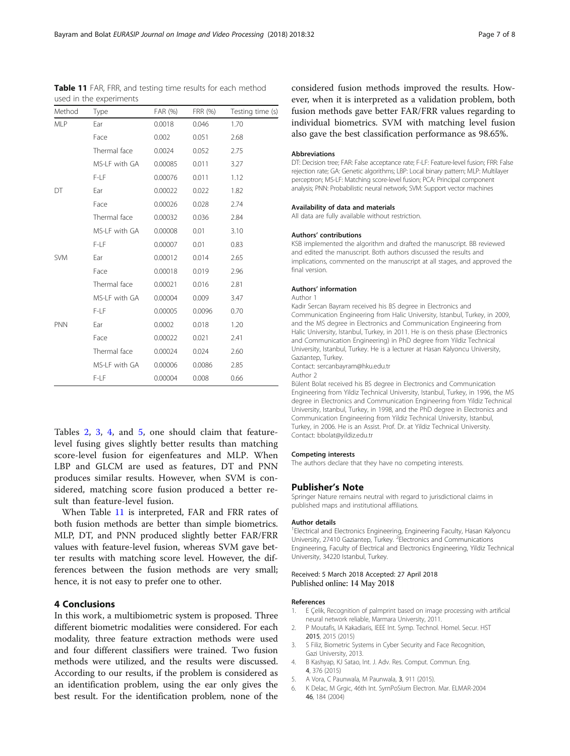**Table 11** FAR, FRR, and testing time results for each method used in the experiments

| Method | Type | FAR (%) | FRR (%) | Testing time (s) |
|---|---|---|---|---|
| MLP | Ear | 0.0018 | 0.046 | 1.70 |
| | Face | 0.002 | 0.051 | 2.68 |
| | Thermal face | 0.0024 | 0.052 | 2.75 |
| | MS-LF with GA | 0.00085 | 0.011 | 3.27 |
| | F-LF | 0.00076 | 0.011 | 1.12 |
| DT | Ear | 0.00022 | 0.022 | 1.82 |
| | Face | 0.00026 | 0.028 | 2.74 |
| | Thermal face | 0.00032 | 0.036 | 2.84 |
| | MS-LF with GA | 0.00008 | 0.01 | 3.10 |
| | F-LF | 0.00007 | 0.01 | 0.83 |
| SVM | Ear | 0.00012 | 0.014 | 2.65 |
| | Face | 0.00018 | 0.019 | 2.96 |
| | Thermal face | 0.00021 | 0.016 | 2.81 |
| | MS-LF with GA | 0.00004 | 0.009 | 3.47 |
| | F-LF | 0.00005 | 0.0096 | 0.70 |
| PNN | Ear | 0.0002 | 0.018 | 1.20 |
| | Face | 0.00022 | 0.021 | 2.41 |
| | Thermal face | 0.00024 | 0.024 | 2.60 |
| | MS-LF with GA | 0.00006 | 0.0086 | 2.85 |
| | F-LF | 0.00004 | 0.008 | 0.66 |

Tables 2, 3, 4, and 5, one should claim that feature-level fusing gives slightly better results than matching score-level fusion for eigenfeatures and MLP. When LBP and GLCM are used as features, DT and PNN produces similar results. However, when SVM is considered, matching score fusion produced a better result than feature-level fusion.

When Table 11 is interpreted, FAR and FRR rates of both fusion methods are better than simple biometrics. MLP, DT, and PNN produced slightly better FAR/FRR values with feature-level fusion, whereas SVM gave better results with matching score level. However, the differences between the fusion methods are very small; hence, it is not easy to prefer one to other.

## 4 Conclusions

In this work, a multibiometric system is proposed. Three different biometric modalities were considered. For each modality, three feature extraction methods were used and four different classifiers were trained. Two fusion methods were utilized, and the results were discussed. According to our results, if the problem is considered as an identification problem, using the ear only gives the best result. For the identification problem, none of the considered fusion methods improved the results. However, when it is interpreted as a validation problem, both fusion methods gave better FAR/FRR values regarding to individual biometrics. SVM with matching level fusion also gave the best classification performance as 98.65%.

#### Abbreviations

DT: Decision tree; FAR: False acceptance rate; F-LF: Feature-level fusion; FRR: False rejection rate; GA: Genetic algorithms; LBP: Local binary pattern; MLP: Multilayer perceptron; MS-LF: Matching score-level fusion; PCA: Principal component analysis; PNN: Probabilistic neural network; SVM: Support vector machines

#### Availability of data and materials

All data are fully available without restriction.

#### Authors' contributions

KSB implemented the algorithm and drafted the manuscript. BB reviewed and edited the manuscript. Both authors discussed the results and implications, commented on the manuscript at all stages, and approved the final version.

#### Authors' information

Author 1

Kadir Sercan Bayram received his BS degree in Electronics and Communication Engineering from Halic University, Istanbul, Turkey, in 2009, and the MS degree in Electronics and Communication Engineering from Halic University, Istanbul, Turkey, in 2011. He is on thesis phase (Electronics and Communication Engineering) in PhD degree from Yildiz Technical University, Istanbul, Turkey. He is a lecturer at Hasan Kalyoncu University, Gaziantep, Turkey.

Contact: sercanbayram@hku.edu.tr

Author 2

Bülent Bolat received his BS degree in Electronics and Communication Engineering from Yildiz Technical University, Istanbul, Turkey, in 1996, the MS degree in Electronics and Communication Engineering from Yildiz Technical University, Istanbul, Turkey, in 1998, and the PhD degree in Electronics and Communication Engineering from Yildiz Technical University, Istanbul, Turkey, in 2006. He is an Assist. Prof. Dr. at Yildiz Technical University.

Contact: bbolat@yildiz.edu.tr

#### Competing interests

The authors declare that they have no competing interests.

### Publisher's Note

Springer Nature remains neutral with regard to jurisdictional claims in published maps and institutional affiliations.

#### Author details

[1]Electrical and Electronics Engineering, Engineering Faculty, Hasan Kalyoncu University, 27410 Gaziantep, Turkey. [2]Electronics and Communications Engineering, Faculty of Electrical and Electronics Engineering, Yildiz Technical University, 34220 Istanbul, Turkey.

Received: 5 March 2018 Accepted: 27 April 2018
Published online: 14 May 2018

#### References

1. E Çelik, Recognition of palmprint based on image processing with artificial neural network reliable, Marmara University, 2011.
2. P Moutafis, IA Kakadiaris, IEEE Int. Symp. Technol. Homel. Secur. HST **2015**, 2015 (2015)
3. S Filiz, Biometric Systems in Cyber Security and Face Recognition, Gazi University, 2013.
4. B Kashyap, KJ Satao, Int. J. Adv. Res. Comput. Commun. Eng. **4**, 376 (2015)
5. A Vora, C Paunwala, M Paunwala, **3**, 911 (2015).
6. K Delac, M Grgic, 46th Int. SyrnPoSium Electron. Mar. ELMAR-2004 **46**, 184 (2004)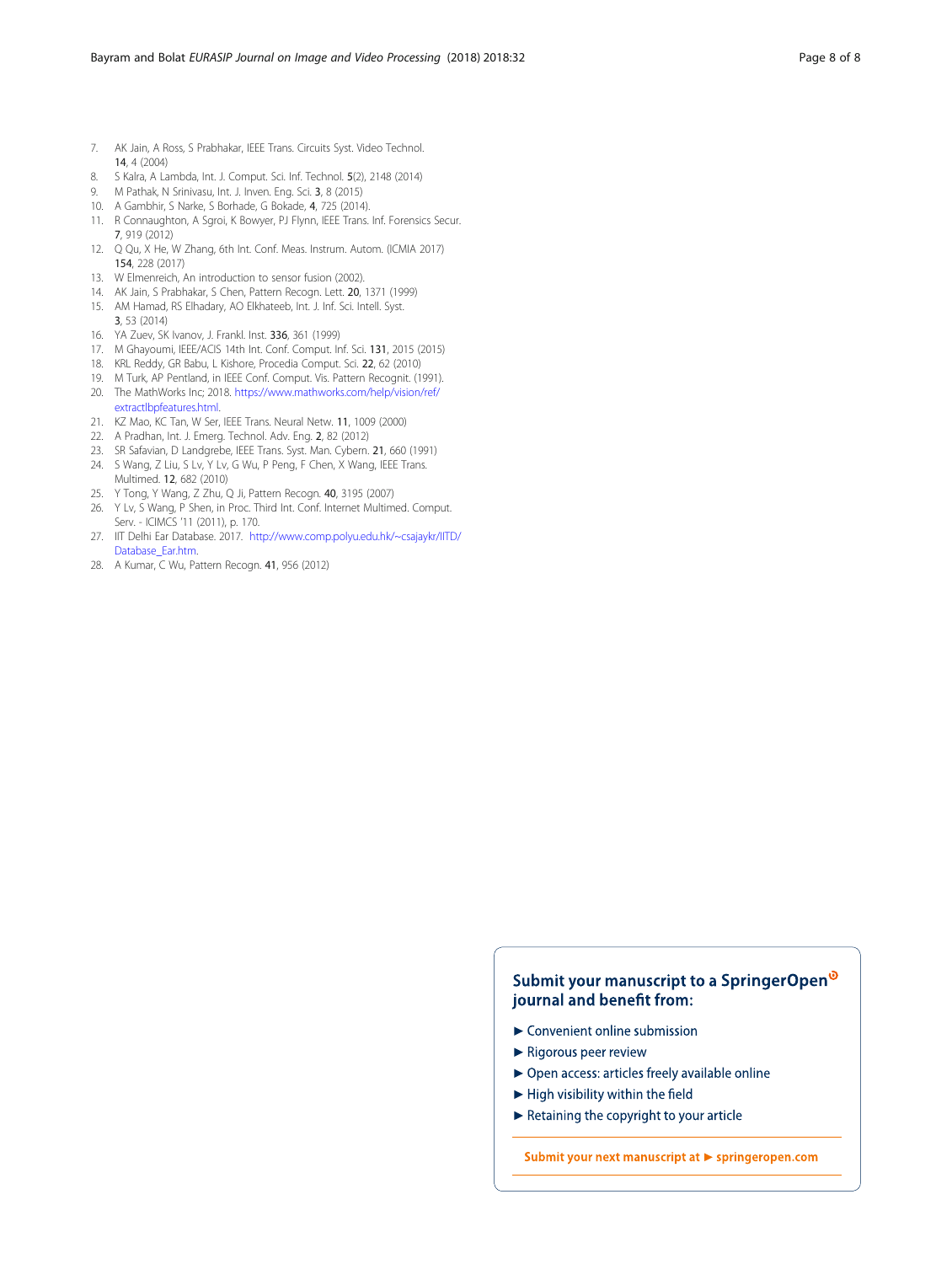7. AK Jain, A Ross, S Prabhakar, IEEE Trans. Circuits Syst. Video Technol. **14**, 4 (2004)
8. S Kalra, A Lambda, Int. J. Comput. Sci. Inf. Technol. **5**(2), 2148 (2014)
9. M Pathak, N Srinivasu, Int. J. Inven. Eng. Sci. **3**, 8 (2015)
10. A Gambhir, S Narke, S Borhade, G Bokade, **4**, 725 (2014).
11. R Connaughton, A Sgroi, K Bowyer, PJ Flynn, IEEE Trans. Inf. Forensics Secur. **7**, 919 (2012)
12. Q Qu, X He, W Zhang, 6th Int. Conf. Meas. Instrum. Autom. (ICMIA 2017) **154**, 228 (2017)
13. W Elmenreich, An introduction to sensor fusion (2002).
14. AK Jain, S Prabhakar, S Chen, Pattern Recogn. Lett. **20**, 1371 (1999)
15. AM Hamad, RS Elhadary, AO Elkhateeb, Int. J. Inf. Sci. Intell. Syst. **3**, 53 (2014)
16. YA Zuev, SK Ivanov, J. Frankl. Inst. **336**, 361 (1999)
17. M Ghayoumi, IEEE/ACIS 14th Int. Conf. Comput. Inf. Sci. **131**, 2015 (2015)
18. KRL Reddy, GR Babu, L Kishore, Procedia Comput. Sci. **22**, 62 (2010)
19. M Turk, AP Pentland, in IEEE Conf. Comput. Vis. Pattern Recognit. (1991).
20. The MathWorks Inc; 2018. https://www.mathworks.com/help/vision/ref/extractlbpfeatures.html.
21. KZ Mao, KC Tan, W Ser, IEEE Trans. Neural Netw. **11**, 1009 (2000)
22. A Pradhan, Int. J. Emerg. Technol. Adv. Eng. **2**, 82 (2012)
23. SR Safavian, D Landgrebe, IEEE Trans. Syst. Man. Cybern. **21**, 660 (1991)
24. S Wang, Z Liu, S Lv, Y Lv, G Wu, P Peng, F Chen, X Wang, IEEE Trans. Multimed. **12**, 682 (2010)
25. Y Tong, Y Wang, Z Zhu, Q Ji, Pattern Recogn. **40**, 3195 (2007)
26. Y Lv, S Wang, P Shen, in Proc. Third Int. Conf. Internet Multimed. Comput. Serv. - ICIMCS '11 (2011), p. 170.
27. IIT Delhi Ear Database. 2017. http://www.comp.polyu.edu.hk/~csajaykr/IITD/Database_Ear.htm.
28. A Kumar, C Wu, Pattern Recogn. **41**, 956 (2012)

**Submit your manuscript to a SpringerOpen journal and benefit from:**

- ► Convenient online submission
- ► Rigorous peer review
- ► Open access: articles freely available online
- ► High visibility within the field
- ► Retaining the copyright to your article

**Submit your next manuscript at ► springeropen.com**